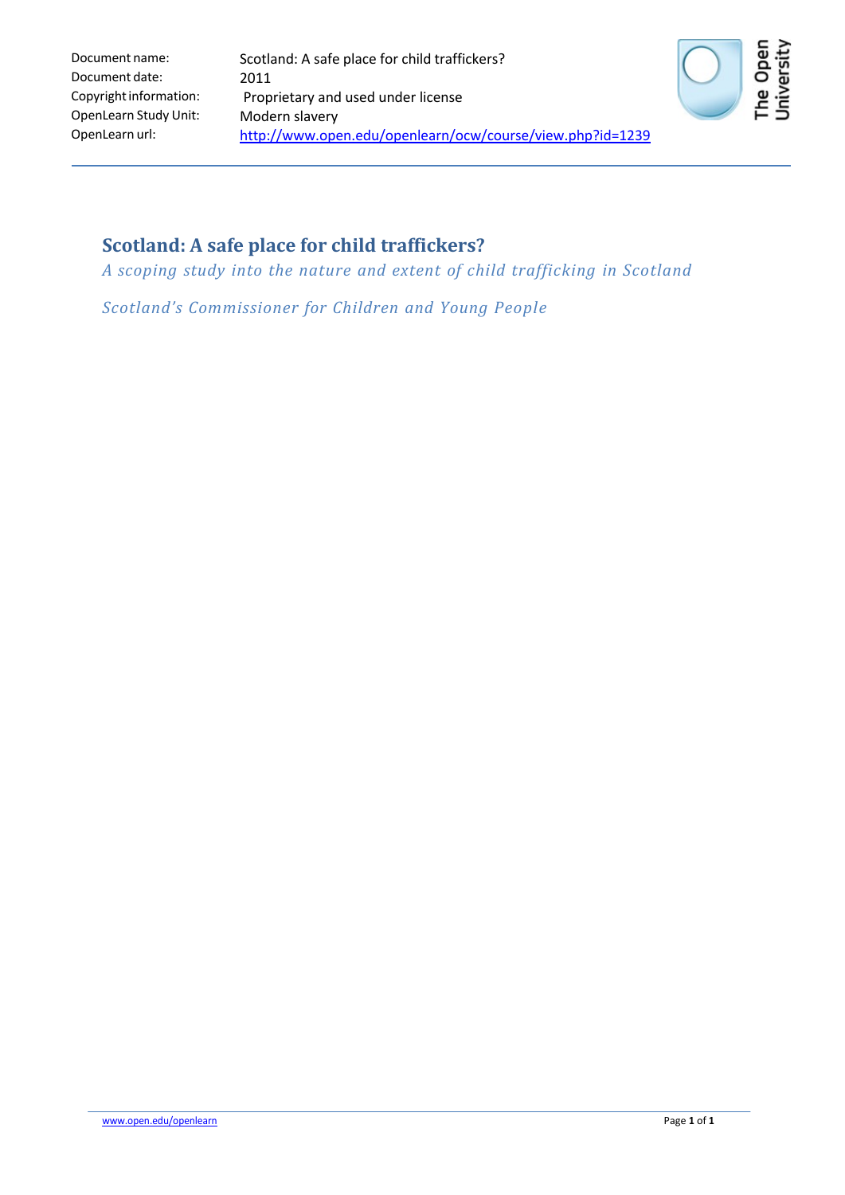| | |
|---|---|
| Document name: | Scotland: A safe place for child traffickers? |
| Document date: | 2011 |
| Copyright information: | Proprietary and used under license |
| OpenLearn Study Unit: | Modern slavery |
| OpenLearn url: | http://www.open.edu/openlearn/ocw/course/view.php?id=1239 |

# Scotland: A safe place for child traffickers?

*A scoping study into the nature and extent of child trafficking in Scotland*

*Scotland's Commissioner for Children and Young People*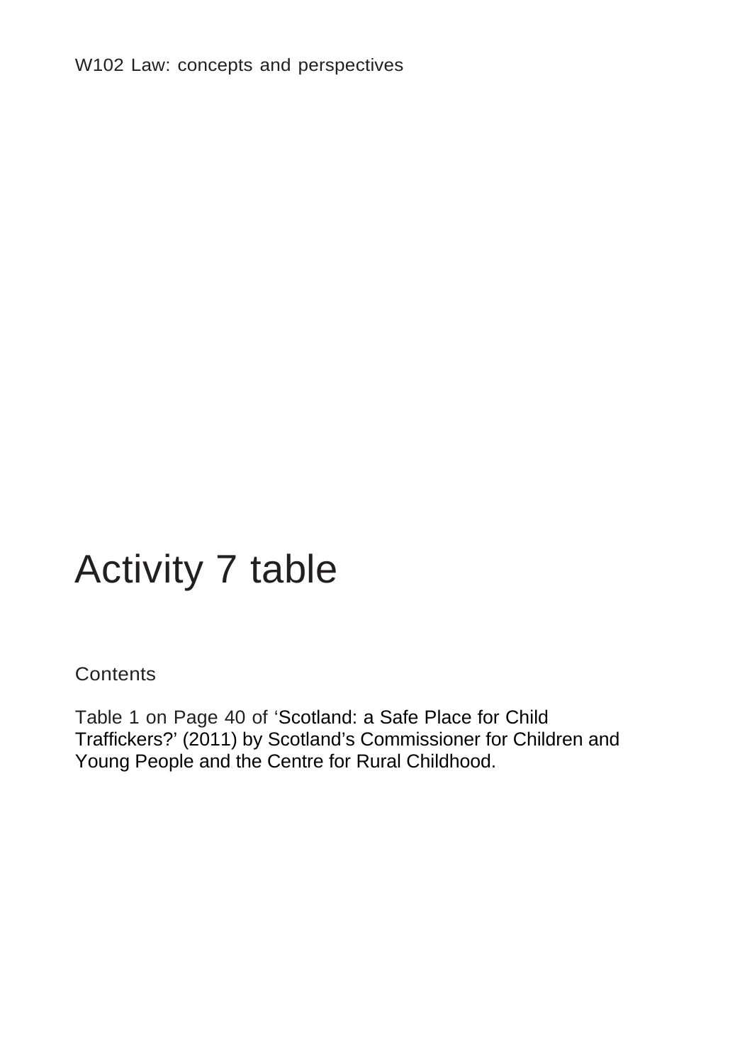W102 Law: concepts and perspectives

# Activity 7 table

Contents

Table 1 on Page 40 of 'Scotland: a Safe Place for Child Traffickers?' (2011) by Scotland's Commissioner for Children and Young People and the Centre for Rural Childhood.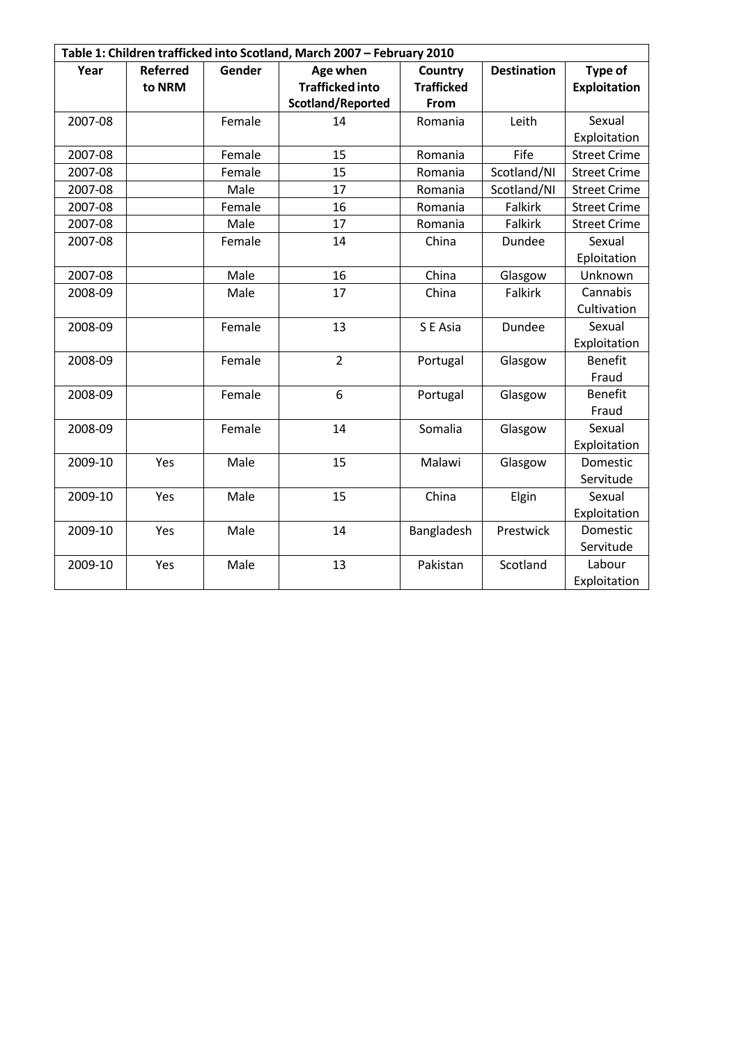**Table 1: Children trafficked into Scotland, March 2007 – February 2010**

| Year | Referred to NRM | Gender | Age when Trafficked into Scotland/Reported | Country Trafficked From | Destination | Type of Exploitation |
|---|---|---|---|---|---|---|
| 2007-08 | | Female | 14 | Romania | Leith | Sexual Exploitation |
| 2007-08 | | Female | 15 | Romania | Fife | Street Crime |
| 2007-08 | | Female | 15 | Romania | Scotland/NI | Street Crime |
| 2007-08 | | Male | 17 | Romania | Scotland/NI | Street Crime |
| 2007-08 | | Female | 16 | Romania | Falkirk | Street Crime |
| 2007-08 | | Male | 17 | Romania | Falkirk | Street Crime |
| 2007-08 | | Female | 14 | China | Dundee | Sexual Eploitation |
| 2007-08 | | Male | 16 | China | Glasgow | Unknown |
| 2008-09 | | Male | 17 | China | Falkirk | Cannabis Cultivation |
| 2008-09 | | Female | 13 | S E Asia | Dundee | Sexual Exploitation |
| 2008-09 | | Female | 2 | Portugal | Glasgow | Benefit Fraud |
| 2008-09 | | Female | 6 | Portugal | Glasgow | Benefit Fraud |
| 2008-09 | | Female | 14 | Somalia | Glasgow | Sexual Exploitation |
| 2009-10 | Yes | Male | 15 | Malawi | Glasgow | Domestic Servitude |
| 2009-10 | Yes | Male | 15 | China | Elgin | Sexual Exploitation |
| 2009-10 | Yes | Male | 14 | Bangladesh | Prestwick | Domestic Servitude |
| 2009-10 | Yes | Male | 13 | Pakistan | Scotland | Labour Exploitation |